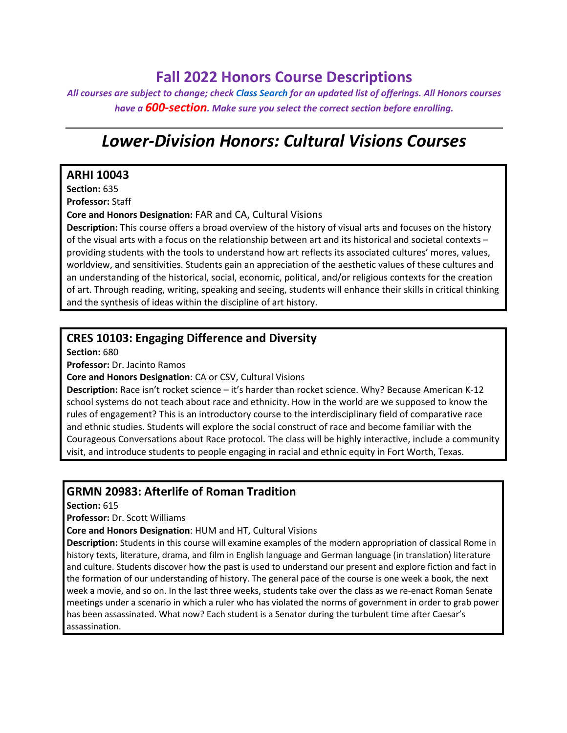# Fall 2022 Honors Course Descriptions

*All courses are subject to change; check [Class Search](#) for an updated list of offerings. All Honors courses have a **600-section**. Make sure you select the correct section before enrolling.*

---

## *Lower-Division Honors: Cultural Visions Courses*

### ARHI 10043

**Section:** 635
**Professor:** Staff
**Core and Honors Designation:** FAR and CA, Cultural Visions
**Description:** This course offers a broad overview of the history of visual arts and focuses on the history of the visual arts with a focus on the relationship between art and its historical and societal contexts – providing students with the tools to understand how art reflects its associated cultures' mores, values, worldview, and sensitivities. Students gain an appreciation of the aesthetic values of these cultures and an understanding of the historical, social, economic, political, and/or religious contexts for the creation of art. Through reading, writing, speaking and seeing, students will enhance their skills in critical thinking and the synthesis of ideas within the discipline of art history.

### CRES 10103: Engaging Difference and Diversity

**Section:** 680
**Professor:** Dr. Jacinto Ramos
**Core and Honors Designation**: CA or CSV, Cultural Visions
**Description:** Race isn't rocket science – it's harder than rocket science. Why? Because American K-12 school systems do not teach about race and ethnicity. How in the world are we supposed to know the rules of engagement? This is an introductory course to the interdisciplinary field of comparative race and ethnic studies. Students will explore the social construct of race and become familiar with the Courageous Conversations about Race protocol. The class will be highly interactive, include a community visit, and introduce students to people engaging in racial and ethnic equity in Fort Worth, Texas.

### GRMN 20983: Afterlife of Roman Tradition

**Section:** 615
**Professor:** Dr. Scott Williams
**Core and Honors Designation**: HUM and HT, Cultural Visions
**Description:** Students in this course will examine examples of the modern appropriation of classical Rome in history texts, literature, drama, and film in English language and German language (in translation) literature and culture. Students discover how the past is used to understand our present and explore fiction and fact in the formation of our understanding of history. The general pace of the course is one week a book, the next week a movie, and so on. In the last three weeks, students take over the class as we re-enact Roman Senate meetings under a scenario in which a ruler who has violated the norms of government in order to grab power has been assassinated. What now? Each student is a Senator during the turbulent time after Caesar's assassination.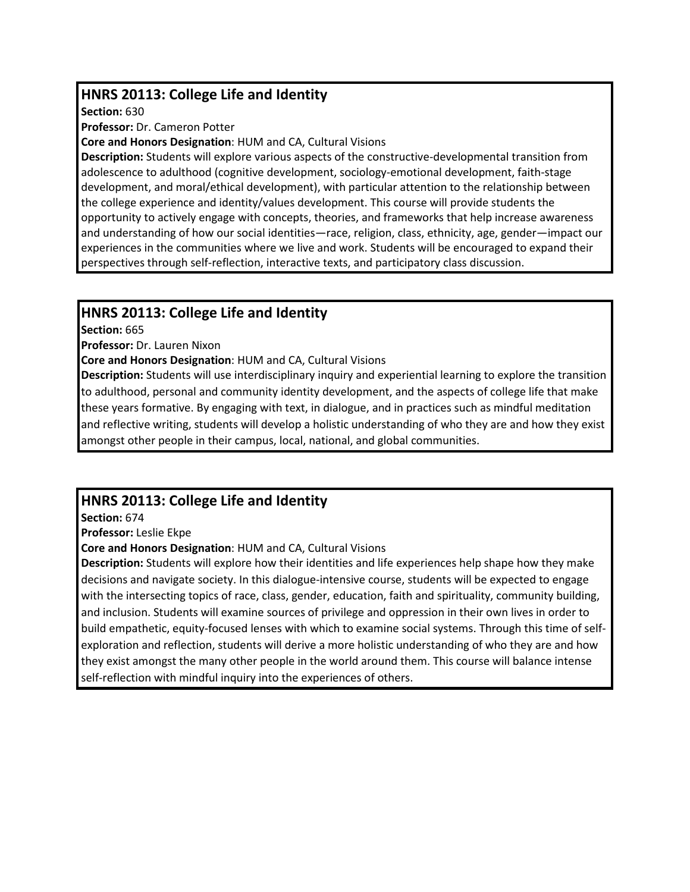## HNRS 20113: College Life and Identity

**Section:** 630

**Professor:** Dr. Cameron Potter

**Core and Honors Designation**: HUM and CA, Cultural Visions

**Description:** Students will explore various aspects of the constructive-developmental transition from adolescence to adulthood (cognitive development, sociology-emotional development, faith-stage development, and moral/ethical development), with particular attention to the relationship between the college experience and identity/values development. This course will provide students the opportunity to actively engage with concepts, theories, and frameworks that help increase awareness and understanding of how our social identities—race, religion, class, ethnicity, age, gender—impact our experiences in the communities where we live and work. Students will be encouraged to expand their perspectives through self-reflection, interactive texts, and participatory class discussion.

## HNRS 20113: College Life and Identity

**Section:** 665

**Professor:** Dr. Lauren Nixon

**Core and Honors Designation**: HUM and CA, Cultural Visions

**Description:** Students will use interdisciplinary inquiry and experiential learning to explore the transition to adulthood, personal and community identity development, and the aspects of college life that make these years formative. By engaging with text, in dialogue, and in practices such as mindful meditation and reflective writing, students will develop a holistic understanding of who they are and how they exist amongst other people in their campus, local, national, and global communities.

## HNRS 20113: College Life and Identity

**Section:** 674

**Professor:** Leslie Ekpe

**Core and Honors Designation**: HUM and CA, Cultural Visions

**Description:** Students will explore how their identities and life experiences help shape how they make decisions and navigate society. In this dialogue-intensive course, students will be expected to engage with the intersecting topics of race, class, gender, education, faith and spirituality, community building, and inclusion. Students will examine sources of privilege and oppression in their own lives in order to build empathetic, equity-focused lenses with which to examine social systems. Through this time of self-exploration and reflection, students will derive a more holistic understanding of who they are and how they exist amongst the many other people in the world around them. This course will balance intense self-reflection with mindful inquiry into the experiences of others.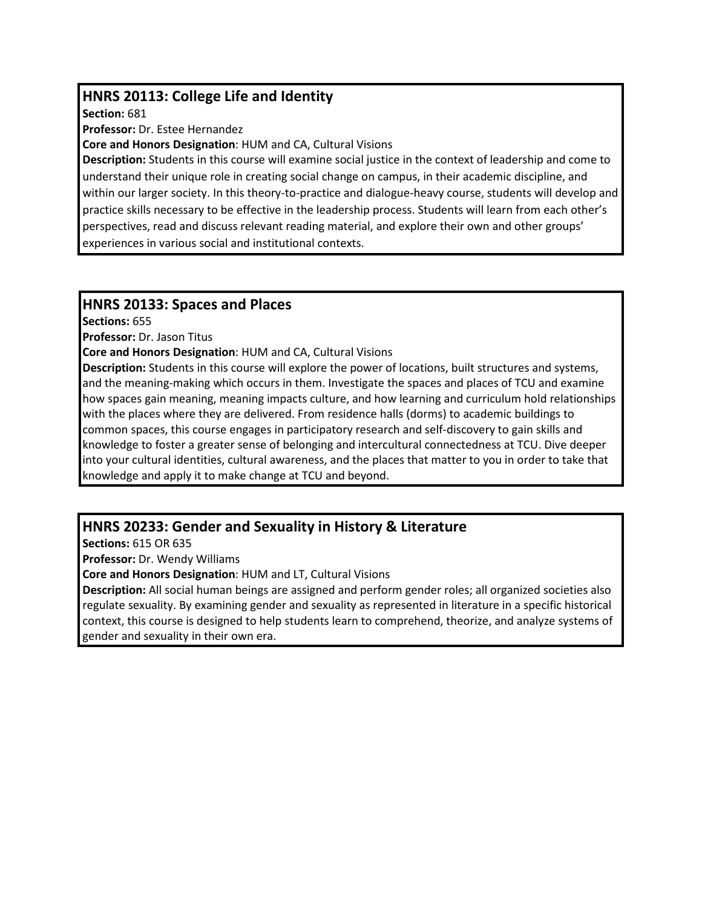## HNRS 20113: College Life and Identity

**Section:** 681

**Professor:** Dr. Estee Hernandez

**Core and Honors Designation**: HUM and CA, Cultural Visions

**Description:** Students in this course will examine social justice in the context of leadership and come to understand their unique role in creating social change on campus, in their academic discipline, and within our larger society. In this theory-to-practice and dialogue-heavy course, students will develop and practice skills necessary to be effective in the leadership process. Students will learn from each other's perspectives, read and discuss relevant reading material, and explore their own and other groups' experiences in various social and institutional contexts.

## HNRS 20133: Spaces and Places

**Sections:** 655

**Professor:** Dr. Jason Titus

**Core and Honors Designation**: HUM and CA, Cultural Visions

**Description:** Students in this course will explore the power of locations, built structures and systems, and the meaning-making which occurs in them. Investigate the spaces and places of TCU and examine how spaces gain meaning, meaning impacts culture, and how learning and curriculum hold relationships with the places where they are delivered. From residence halls (dorms) to academic buildings to common spaces, this course engages in participatory research and self-discovery to gain skills and knowledge to foster a greater sense of belonging and intercultural connectedness at TCU. Dive deeper into your cultural identities, cultural awareness, and the places that matter to you in order to take that knowledge and apply it to make change at TCU and beyond.

## HNRS 20233: Gender and Sexuality in History & Literature

**Sections:** 615 OR 635

**Professor:** Dr. Wendy Williams

**Core and Honors Designation**: HUM and LT, Cultural Visions

**Description:** All social human beings are assigned and perform gender roles; all organized societies also regulate sexuality. By examining gender and sexuality as represented in literature in a specific historical context, this course is designed to help students learn to comprehend, theorize, and analyze systems of gender and sexuality in their own era.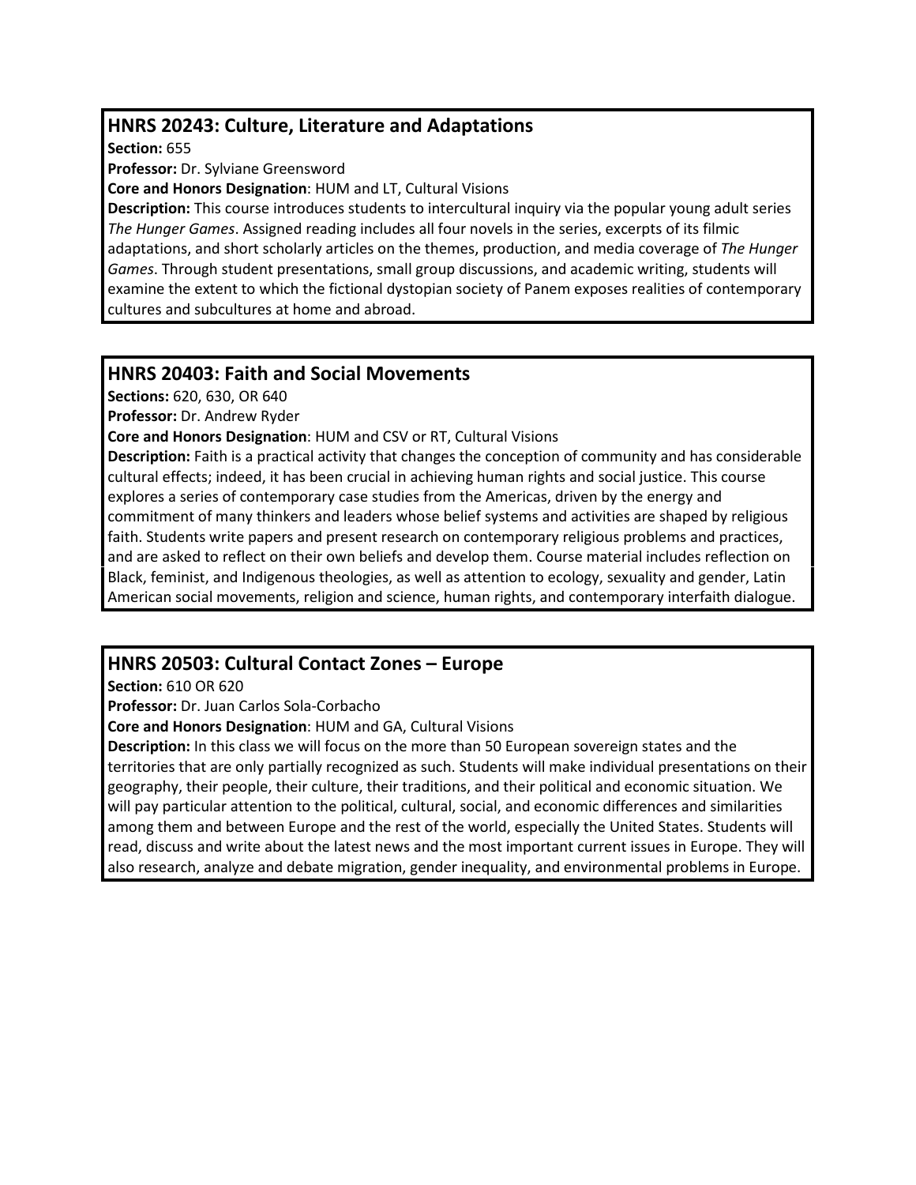## HNRS 20243: Culture, Literature and Adaptations

**Section:** 655

**Professor:** Dr. Sylviane Greensword

**Core and Honors Designation**: HUM and LT, Cultural Visions

**Description:** This course introduces students to intercultural inquiry via the popular young adult series *The Hunger Games*. Assigned reading includes all four novels in the series, excerpts of its filmic adaptations, and short scholarly articles on the themes, production, and media coverage of *The Hunger Games*. Through student presentations, small group discussions, and academic writing, students will examine the extent to which the fictional dystopian society of Panem exposes realities of contemporary cultures and subcultures at home and abroad.

## HNRS 20403: Faith and Social Movements

**Sections:** 620, 630, OR 640

**Professor:** Dr. Andrew Ryder

**Core and Honors Designation**: HUM and CSV or RT, Cultural Visions

**Description:** Faith is a practical activity that changes the conception of community and has considerable cultural effects; indeed, it has been crucial in achieving human rights and social justice. This course explores a series of contemporary case studies from the Americas, driven by the energy and commitment of many thinkers and leaders whose belief systems and activities are shaped by religious faith. Students write papers and present research on contemporary religious problems and practices, and are asked to reflect on their own beliefs and develop them. Course material includes reflection on Black, feminist, and Indigenous theologies, as well as attention to ecology, sexuality and gender, Latin American social movements, religion and science, human rights, and contemporary interfaith dialogue.

## HNRS 20503: Cultural Contact Zones – Europe

**Section:** 610 OR 620

**Professor:** Dr. Juan Carlos Sola-Corbacho

**Core and Honors Designation**: HUM and GA, Cultural Visions

**Description:** In this class we will focus on the more than 50 European sovereign states and the territories that are only partially recognized as such. Students will make individual presentations on their geography, their people, their culture, their traditions, and their political and economic situation. We will pay particular attention to the political, cultural, social, and economic differences and similarities among them and between Europe and the rest of the world, especially the United States. Students will read, discuss and write about the latest news and the most important current issues in Europe. They will also research, analyze and debate migration, gender inequality, and environmental problems in Europe.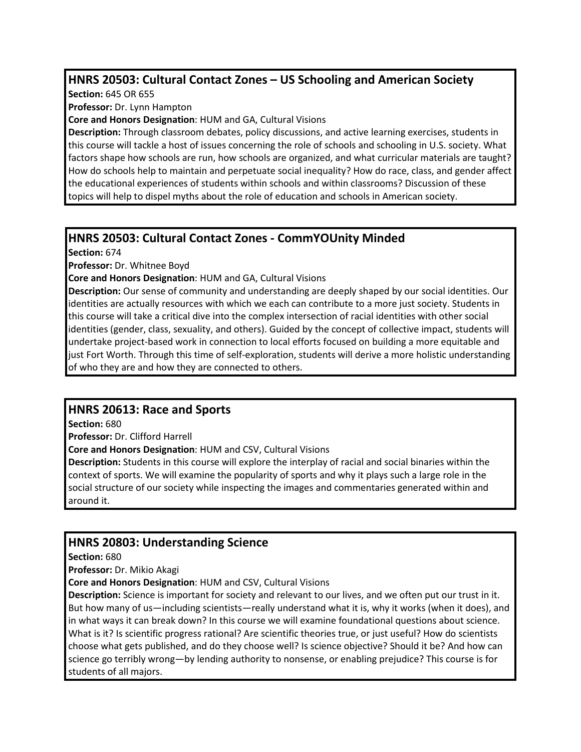### HNRS 20503: Cultural Contact Zones – US Schooling and American Society

**Section:** 645 OR 655

**Professor:** Dr. Lynn Hampton

**Core and Honors Designation**: HUM and GA, Cultural Visions

**Description:** Through classroom debates, policy discussions, and active learning exercises, students in this course will tackle a host of issues concerning the role of schools and schooling in U.S. society. What factors shape how schools are run, how schools are organized, and what curricular materials are taught? How do schools help to maintain and perpetuate social inequality? How do race, class, and gender affect the educational experiences of students within schools and within classrooms? Discussion of these topics will help to dispel myths about the role of education and schools in American society.

### HNRS 20503: Cultural Contact Zones - CommYOUnity Minded

**Section:** 674

**Professor:** Dr. Whitnee Boyd

**Core and Honors Designation**: HUM and GA, Cultural Visions

**Description:** Our sense of community and understanding are deeply shaped by our social identities. Our identities are actually resources with which we each can contribute to a more just society. Students in this course will take a critical dive into the complex intersection of racial identities with other social identities (gender, class, sexuality, and others). Guided by the concept of collective impact, students will undertake project-based work in connection to local efforts focused on building a more equitable and just Fort Worth. Through this time of self-exploration, students will derive a more holistic understanding of who they are and how they are connected to others.

### HNRS 20613: Race and Sports

**Section:** 680

**Professor:** Dr. Clifford Harrell

**Core and Honors Designation**: HUM and CSV, Cultural Visions

**Description:** Students in this course will explore the interplay of racial and social binaries within the context of sports. We will examine the popularity of sports and why it plays such a large role in the social structure of our society while inspecting the images and commentaries generated within and around it.

### HNRS 20803: Understanding Science

**Section:** 680

**Professor:** Dr. Mikio Akagi

**Core and Honors Designation**: HUM and CSV, Cultural Visions

**Description:** Science is important for society and relevant to our lives, and we often put our trust in it. But how many of us—including scientists—really understand what it is, why it works (when it does), and in what ways it can break down? In this course we will examine foundational questions about science. What is it? Is scientific progress rational? Are scientific theories true, or just useful? How do scientists choose what gets published, and do they choose well? Is science objective? Should it be? And how can science go terribly wrong—by lending authority to nonsense, or enabling prejudice? This course is for students of all majors.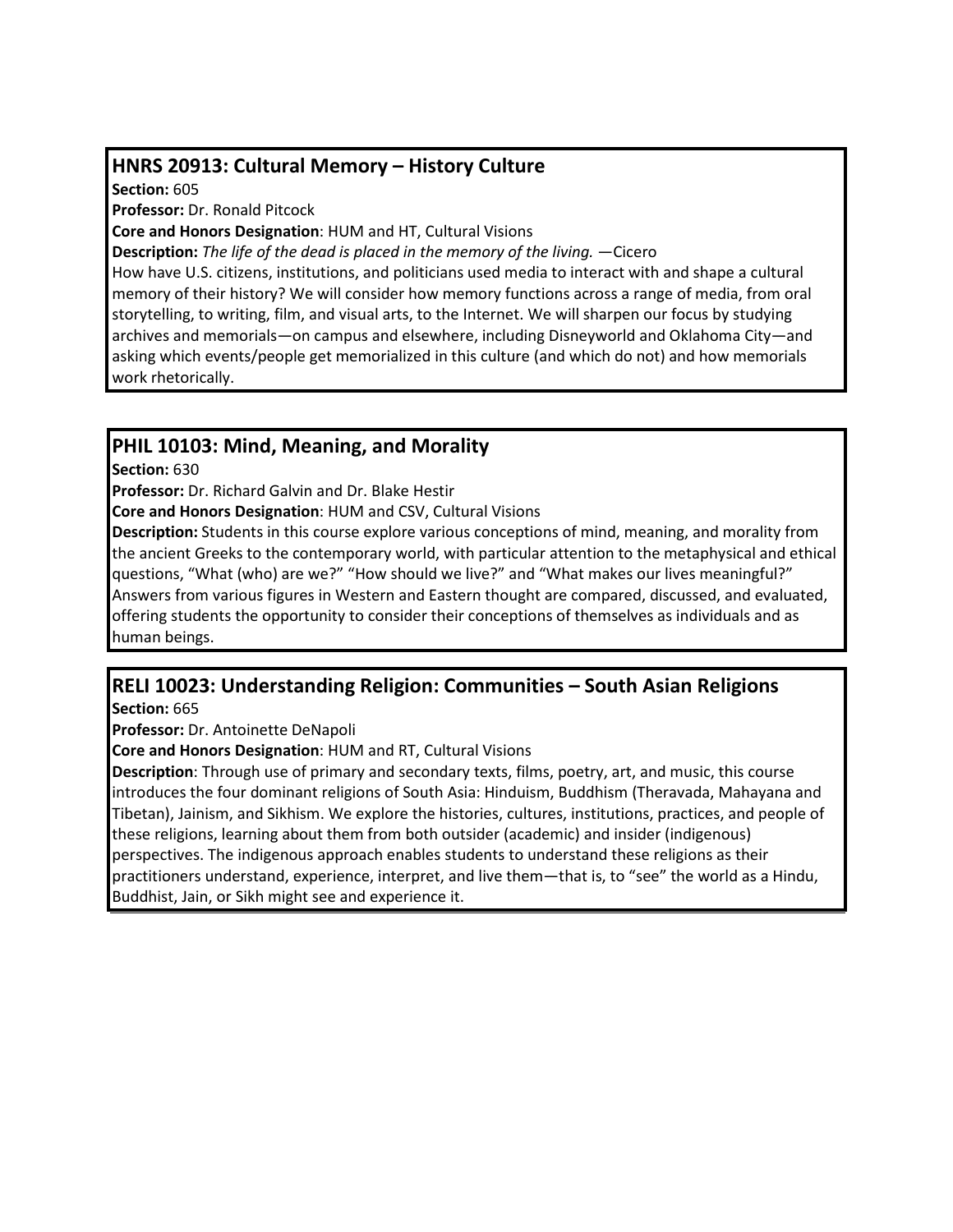## HNRS 20913: Cultural Memory – History Culture

**Section:** 605

**Professor:** Dr. Ronald Pitcock

**Core and Honors Designation**: HUM and HT, Cultural Visions

**Description:** *The life of the dead is placed in the memory of the living.* —Cicero

How have U.S. citizens, institutions, and politicians used media to interact with and shape a cultural memory of their history? We will consider how memory functions across a range of media, from oral storytelling, to writing, film, and visual arts, to the Internet. We will sharpen our focus by studying archives and memorials—on campus and elsewhere, including Disneyworld and Oklahoma City—and asking which events/people get memorialized in this culture (and which do not) and how memorials work rhetorically.

## PHIL 10103: Mind, Meaning, and Morality

**Section:** 630

**Professor:** Dr. Richard Galvin and Dr. Blake Hestir

**Core and Honors Designation**: HUM and CSV, Cultural Visions

**Description:** Students in this course explore various conceptions of mind, meaning, and morality from the ancient Greeks to the contemporary world, with particular attention to the metaphysical and ethical questions, "What (who) are we?" "How should we live?" and "What makes our lives meaningful?" Answers from various figures in Western and Eastern thought are compared, discussed, and evaluated, offering students the opportunity to consider their conceptions of themselves as individuals and as human beings.

## RELI 10023: Understanding Religion: Communities – South Asian Religions

**Section:** 665

**Professor:** Dr. Antoinette DeNapoli

**Core and Honors Designation**: HUM and RT, Cultural Visions

**Description**: Through use of primary and secondary texts, films, poetry, art, and music, this course introduces the four dominant religions of South Asia: Hinduism, Buddhism (Theravada, Mahayana and Tibetan), Jainism, and Sikhism. We explore the histories, cultures, institutions, practices, and people of these religions, learning about them from both outsider (academic) and insider (indigenous) perspectives. The indigenous approach enables students to understand these religions as their practitioners understand, experience, interpret, and live them—that is, to "see" the world as a Hindu, Buddhist, Jain, or Sikh might see and experience it.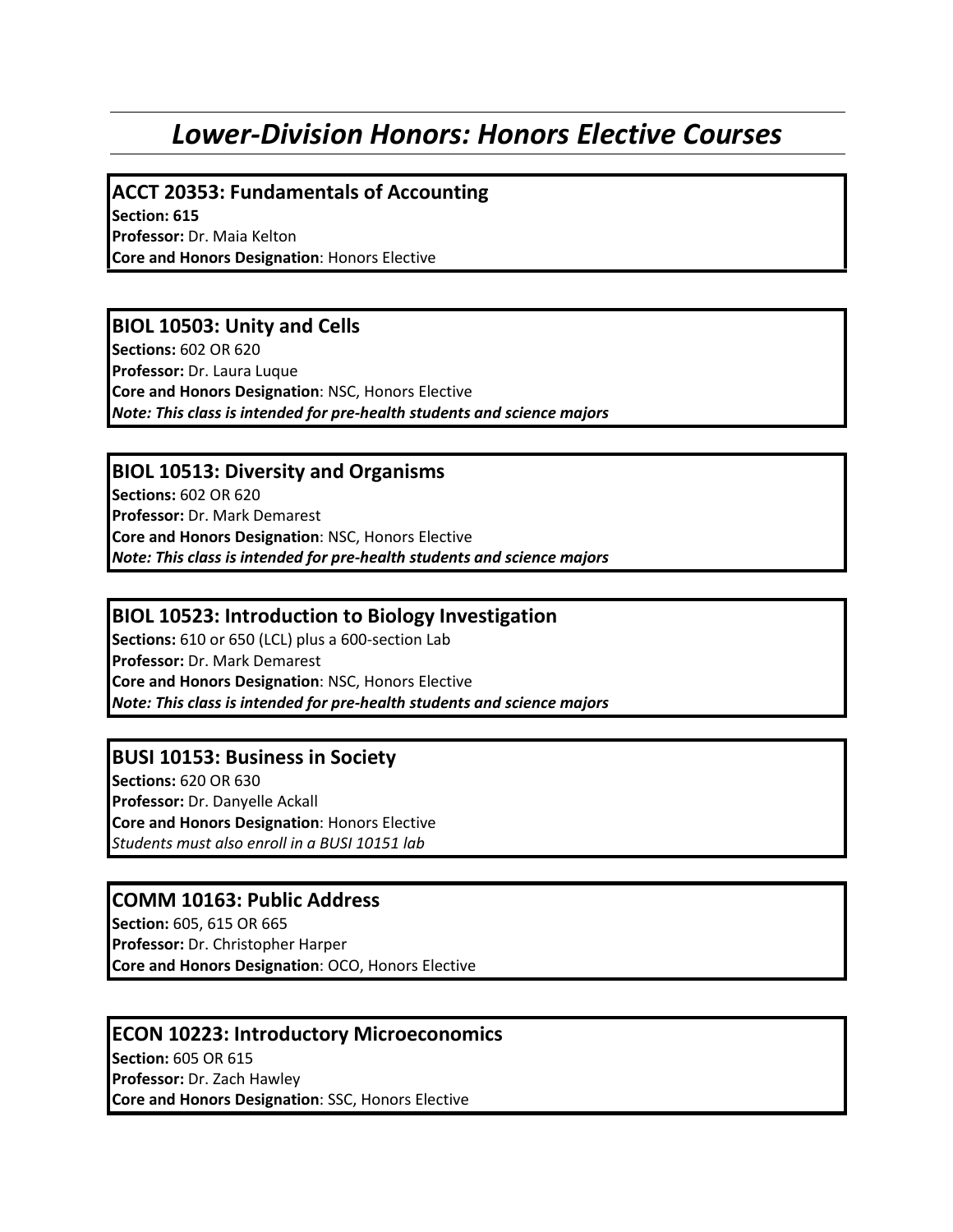# *Lower-Division Honors: Honors Elective Courses*

## ACCT 20353: Fundamentals of Accounting

**Section: 615**
**Professor:** Dr. Maia Kelton
**Core and Honors Designation**: Honors Elective

## BIOL 10503: Unity and Cells

**Sections:** 602 OR 620
**Professor:** Dr. Laura Luque
**Core and Honors Designation**: NSC, Honors Elective
***Note: This class is intended for pre-health students and science majors***

## BIOL 10513: Diversity and Organisms

**Sections:** 602 OR 620
**Professor:** Dr. Mark Demarest
**Core and Honors Designation**: NSC, Honors Elective
***Note: This class is intended for pre-health students and science majors***

## BIOL 10523: Introduction to Biology Investigation

**Sections:** 610 or 650 (LCL) plus a 600-section Lab
**Professor:** Dr. Mark Demarest
**Core and Honors Designation**: NSC, Honors Elective
***Note: This class is intended for pre-health students and science majors***

## BUSI 10153: Business in Society

**Sections:** 620 OR 630
**Professor:** Dr. Danyelle Ackall
**Core and Honors Designation**: Honors Elective
*Students must also enroll in a BUSI 10151 lab*

## COMM 10163: Public Address

**Section:** 605, 615 OR 665
**Professor:** Dr. Christopher Harper
**Core and Honors Designation**: OCO, Honors Elective

## ECON 10223: Introductory Microeconomics

**Section:** 605 OR 615
**Professor:** Dr. Zach Hawley
**Core and Honors Designation**: SSC, Honors Elective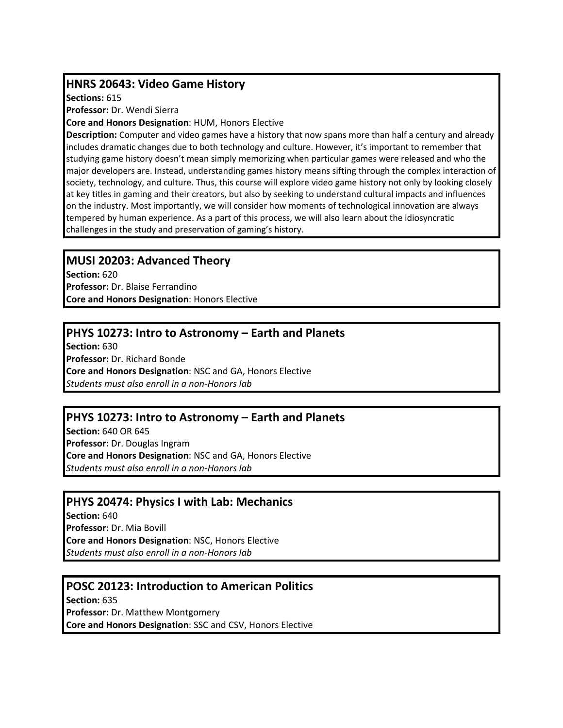## HNRS 20643: Video Game History

**Sections:** 615
**Professor:** Dr. Wendi Sierra
**Core and Honors Designation**: HUM, Honors Elective
**Description:** Computer and video games have a history that now spans more than half a century and already includes dramatic changes due to both technology and culture. However, it's important to remember that studying game history doesn't mean simply memorizing when particular games were released and who the major developers are. Instead, understanding games history means sifting through the complex interaction of society, technology, and culture. Thus, this course will explore video game history not only by looking closely at key titles in gaming and their creators, but also by seeking to understand cultural impacts and influences on the industry. Most importantly, we will consider how moments of technological innovation are always tempered by human experience. As a part of this process, we will also learn about the idiosyncratic challenges in the study and preservation of gaming's history.

## MUSI 20203: Advanced Theory

**Section:** 620
**Professor:** Dr. Blaise Ferrandino
**Core and Honors Designation**: Honors Elective

## PHYS 10273: Intro to Astronomy – Earth and Planets

**Section:** 630
**Professor:** Dr. Richard Bonde
**Core and Honors Designation**: NSC and GA, Honors Elective
*Students must also enroll in a non-Honors lab*

## PHYS 10273: Intro to Astronomy – Earth and Planets

**Section:** 640 OR 645
**Professor:** Dr. Douglas Ingram
**Core and Honors Designation**: NSC and GA, Honors Elective
*Students must also enroll in a non-Honors lab*

## PHYS 20474: Physics I with Lab: Mechanics

**Section:** 640
**Professor:** Dr. Mia Bovill
**Core and Honors Designation**: NSC, Honors Elective
*Students must also enroll in a non-Honors lab*

## POSC 20123: Introduction to American Politics

**Section:** 635
**Professor:** Dr. Matthew Montgomery
**Core and Honors Designation**: SSC and CSV, Honors Elective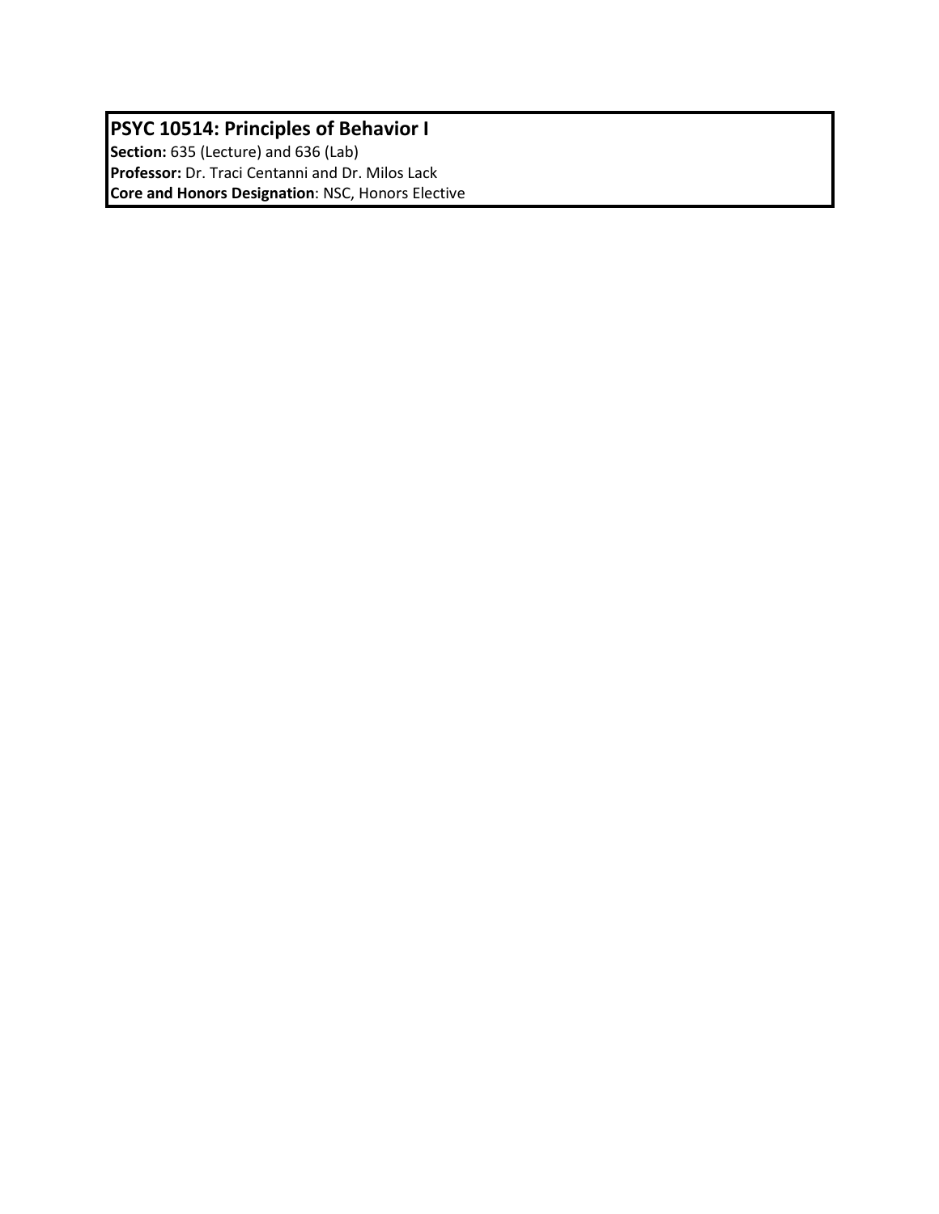**PSYC 10514: Principles of Behavior I**

**Section:** 635 (Lecture) and 636 (Lab)

**Professor:** Dr. Traci Centanni and Dr. Milos Lack

**Core and Honors Designation**: NSC, Honors Elective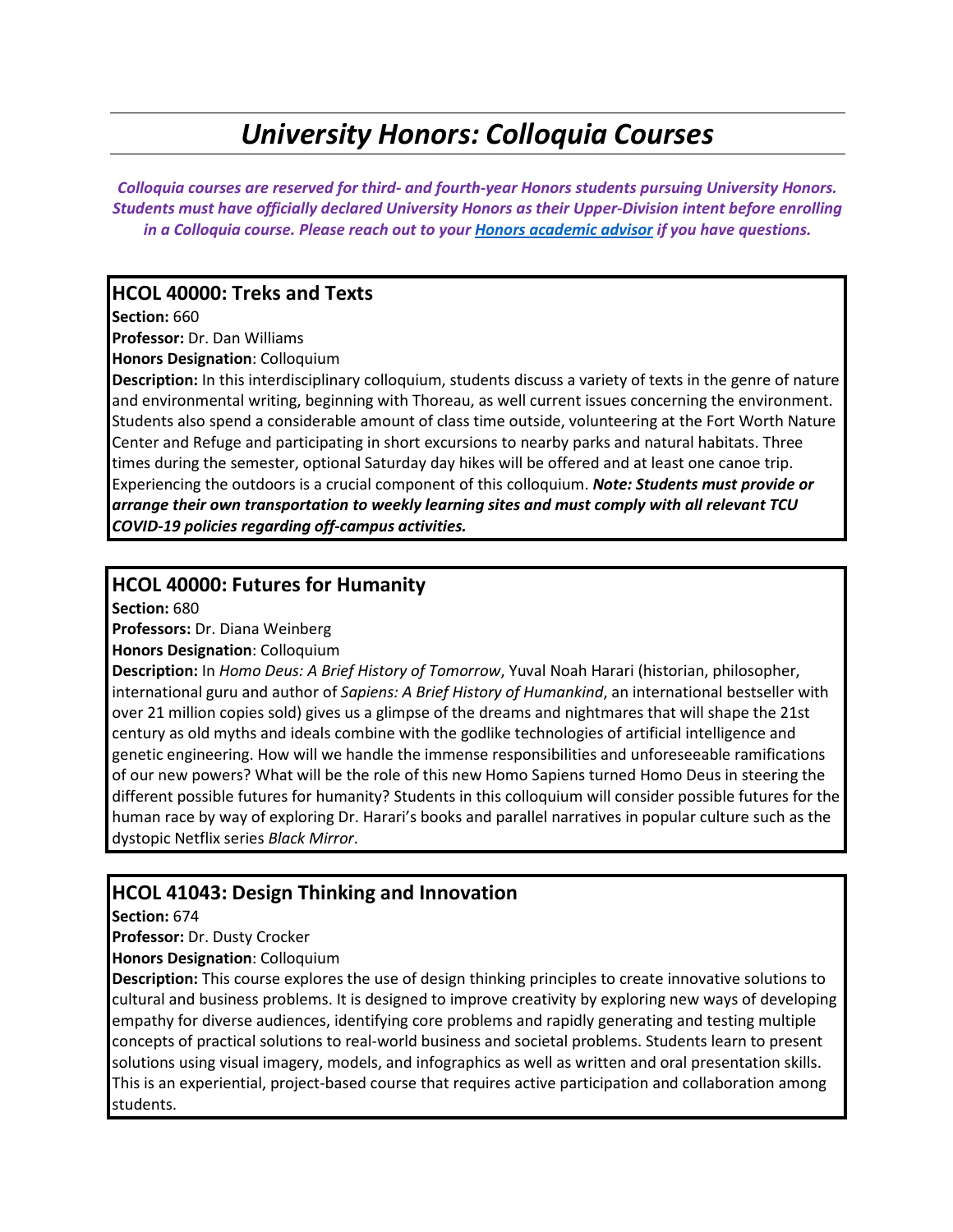# *University Honors: Colloquia Courses*

***Colloquia courses are reserved for third- and fourth-year Honors students pursuing University Honors. Students must have officially declared University Honors as their Upper-Division intent before enrolling in a Colloquia course. Please reach out to your [Honors academic advisor] if you have questions.***

## HCOL 40000: Treks and Texts

**Section:** 660
**Professor:** Dr. Dan Williams
**Honors Designation**: Colloquium
**Description:** In this interdisciplinary colloquium, students discuss a variety of texts in the genre of nature and environmental writing, beginning with Thoreau, as well current issues concerning the environment. Students also spend a considerable amount of class time outside, volunteering at the Fort Worth Nature Center and Refuge and participating in short excursions to nearby parks and natural habitats. Three times during the semester, optional Saturday day hikes will be offered and at least one canoe trip. Experiencing the outdoors is a crucial component of this colloquium. ***Note: Students must provide or arrange their own transportation to weekly learning sites and must comply with all relevant TCU COVID-19 policies regarding off-campus activities.***

## HCOL 40000: Futures for Humanity

**Section:** 680
**Professors:** Dr. Diana Weinberg
**Honors Designation**: Colloquium
**Description:** In *Homo Deus: A Brief History of Tomorrow*, Yuval Noah Harari (historian, philosopher, international guru and author of *Sapiens: A Brief History of Humankind*, an international bestseller with over 21 million copies sold) gives us a glimpse of the dreams and nightmares that will shape the 21st century as old myths and ideals combine with the godlike technologies of artificial intelligence and genetic engineering. How will we handle the immense responsibilities and unforeseeable ramifications of our new powers? What will be the role of this new Homo Sapiens turned Homo Deus in steering the different possible futures for humanity? Students in this colloquium will consider possible futures for the human race by way of exploring Dr. Harari's books and parallel narratives in popular culture such as the dystopic Netflix series *Black Mirror*.

## HCOL 41043: Design Thinking and Innovation

**Section:** 674
**Professor:** Dr. Dusty Crocker
**Honors Designation**: Colloquium
**Description:** This course explores the use of design thinking principles to create innovative solutions to cultural and business problems. It is designed to improve creativity by exploring new ways of developing empathy for diverse audiences, identifying core problems and rapidly generating and testing multiple concepts of practical solutions to real-world business and societal problems. Students learn to present solutions using visual imagery, models, and infographics as well as written and oral presentation skills. This is an experiential, project-based course that requires active participation and collaboration among students.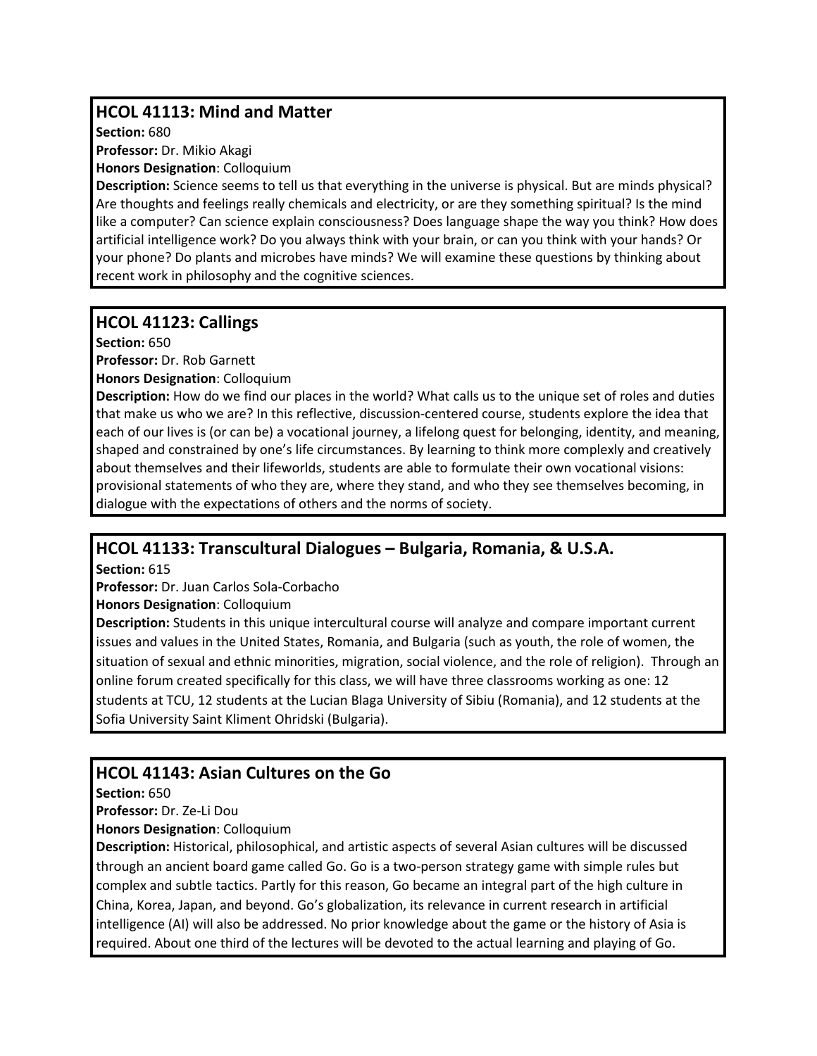## HCOL 41113: Mind and Matter

**Section:** 680

**Professor:** Dr. Mikio Akagi

**Honors Designation**: Colloquium

**Description:** Science seems to tell us that everything in the universe is physical. But are minds physical? Are thoughts and feelings really chemicals and electricity, or are they something spiritual? Is the mind like a computer? Can science explain consciousness? Does language shape the way you think? How does artificial intelligence work? Do you always think with your brain, or can you think with your hands? Or your phone? Do plants and microbes have minds? We will examine these questions by thinking about recent work in philosophy and the cognitive sciences.

## HCOL 41123: Callings

**Section:** 650

**Professor:** Dr. Rob Garnett

**Honors Designation**: Colloquium

**Description:** How do we find our places in the world? What calls us to the unique set of roles and duties that make us who we are? In this reflective, discussion-centered course, students explore the idea that each of our lives is (or can be) a vocational journey, a lifelong quest for belonging, identity, and meaning, shaped and constrained by one's life circumstances. By learning to think more complexly and creatively about themselves and their lifeworlds, students are able to formulate their own vocational visions: provisional statements of who they are, where they stand, and who they see themselves becoming, in dialogue with the expectations of others and the norms of society.

## HCOL 41133: Transcultural Dialogues – Bulgaria, Romania, & U.S.A.

**Section:** 615

**Professor:** Dr. Juan Carlos Sola-Corbacho

**Honors Designation**: Colloquium

**Description:** Students in this unique intercultural course will analyze and compare important current issues and values in the United States, Romania, and Bulgaria (such as youth, the role of women, the situation of sexual and ethnic minorities, migration, social violence, and the role of religion). Through an online forum created specifically for this class, we will have three classrooms working as one: 12 students at TCU, 12 students at the Lucian Blaga University of Sibiu (Romania), and 12 students at the Sofia University Saint Kliment Ohridski (Bulgaria).

## HCOL 41143: Asian Cultures on the Go

**Section:** 650

**Professor:** Dr. Ze-Li Dou

**Honors Designation**: Colloquium

**Description:** Historical, philosophical, and artistic aspects of several Asian cultures will be discussed through an ancient board game called Go. Go is a two-person strategy game with simple rules but complex and subtle tactics. Partly for this reason, Go became an integral part of the high culture in China, Korea, Japan, and beyond. Go's globalization, its relevance in current research in artificial intelligence (AI) will also be addressed. No prior knowledge about the game or the history of Asia is required. About one third of the lectures will be devoted to the actual learning and playing of Go.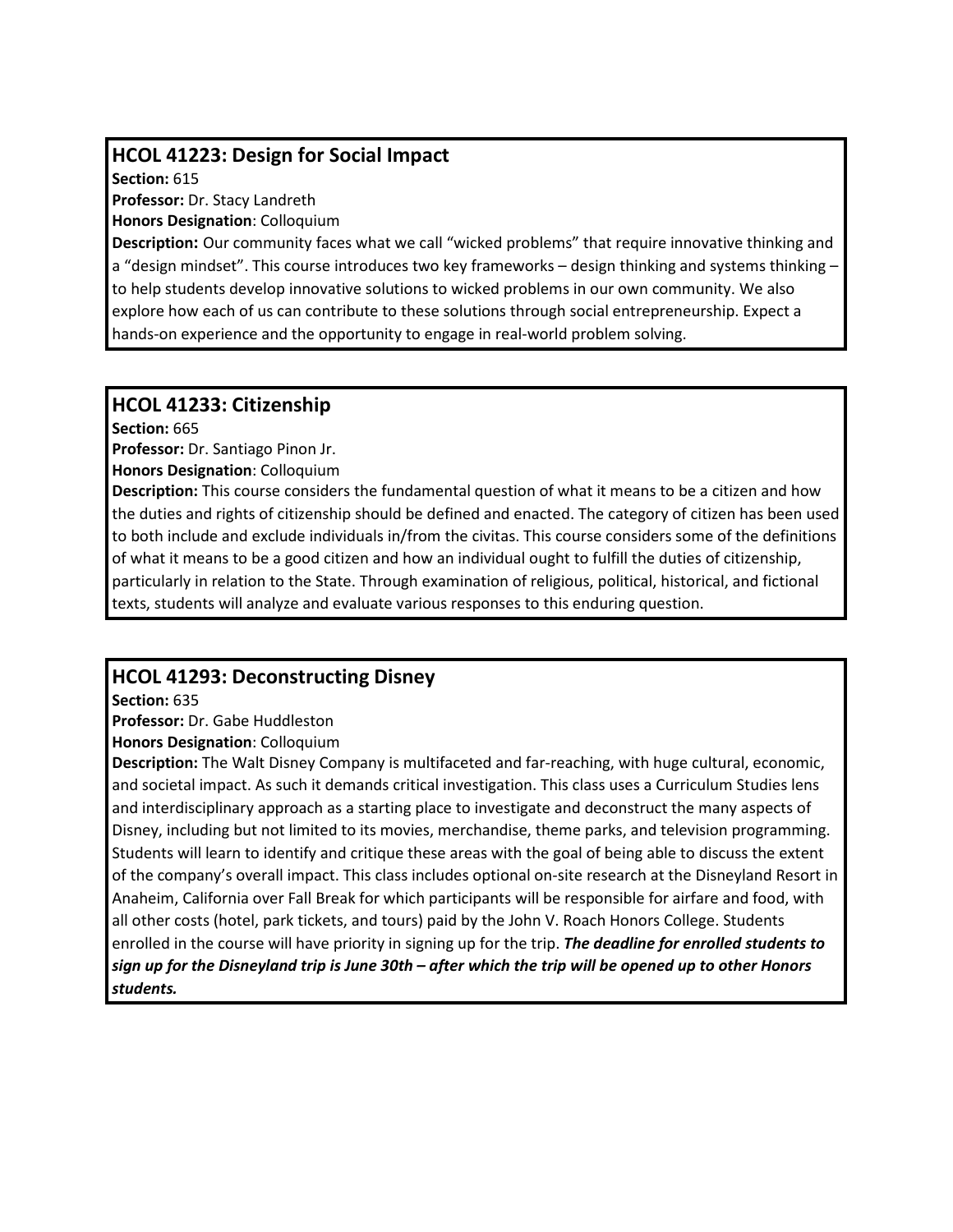## HCOL 41223: Design for Social Impact

**Section:** 615
**Professor:** Dr. Stacy Landreth
**Honors Designation**: Colloquium
**Description:** Our community faces what we call "wicked problems" that require innovative thinking and a "design mindset". This course introduces two key frameworks – design thinking and systems thinking – to help students develop innovative solutions to wicked problems in our own community. We also explore how each of us can contribute to these solutions through social entrepreneurship. Expect a hands-on experience and the opportunity to engage in real-world problem solving.

## HCOL 41233: Citizenship

**Section:** 665
**Professor:** Dr. Santiago Pinon Jr.
**Honors Designation**: Colloquium
**Description:** This course considers the fundamental question of what it means to be a citizen and how the duties and rights of citizenship should be defined and enacted. The category of citizen has been used to both include and exclude individuals in/from the civitas. This course considers some of the definitions of what it means to be a good citizen and how an individual ought to fulfill the duties of citizenship, particularly in relation to the State. Through examination of religious, political, historical, and fictional texts, students will analyze and evaluate various responses to this enduring question.

## HCOL 41293: Deconstructing Disney

**Section:** 635
**Professor:** Dr. Gabe Huddleston
**Honors Designation**: Colloquium
**Description:** The Walt Disney Company is multifaceted and far-reaching, with huge cultural, economic, and societal impact. As such it demands critical investigation. This class uses a Curriculum Studies lens and interdisciplinary approach as a starting place to investigate and deconstruct the many aspects of Disney, including but not limited to its movies, merchandise, theme parks, and television programming. Students will learn to identify and critique these areas with the goal of being able to discuss the extent of the company's overall impact. This class includes optional on-site research at the Disneyland Resort in Anaheim, California over Fall Break for which participants will be responsible for airfare and food, with all other costs (hotel, park tickets, and tours) paid by the John V. Roach Honors College. Students enrolled in the course will have priority in signing up for the trip. ***The deadline for enrolled students to sign up for the Disneyland trip is June 30th – after which the trip will be opened up to other Honors students.***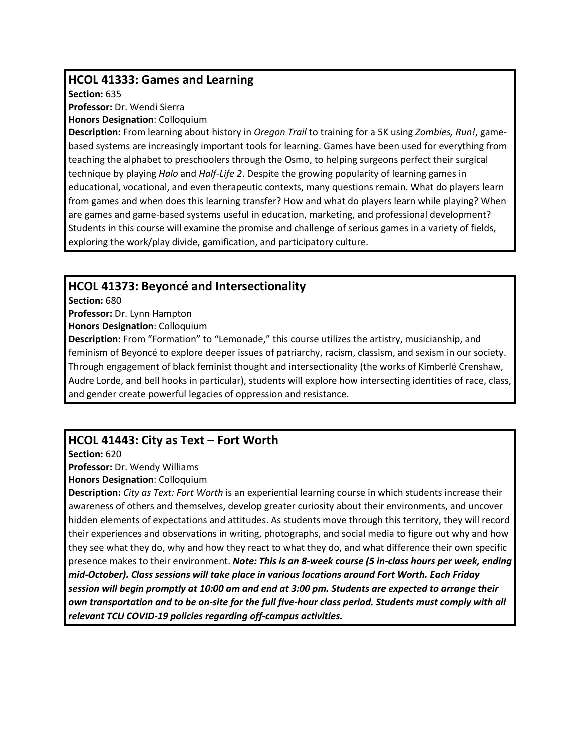## HCOL 41333: Games and Learning

**Section:** 635

**Professor:** Dr. Wendi Sierra

**Honors Designation**: Colloquium

**Description:** From learning about history in *Oregon Trail* to training for a 5K using *Zombies, Run!*, game-based systems are increasingly important tools for learning. Games have been used for everything from teaching the alphabet to preschoolers through the Osmo, to helping surgeons perfect their surgical technique by playing *Halo* and *Half-Life 2*. Despite the growing popularity of learning games in educational, vocational, and even therapeutic contexts, many questions remain. What do players learn from games and when does this learning transfer? How and what do players learn while playing? When are games and game-based systems useful in education, marketing, and professional development? Students in this course will examine the promise and challenge of serious games in a variety of fields, exploring the work/play divide, gamification, and participatory culture.

## HCOL 41373: Beyoncé and Intersectionality

**Section:** 680

**Professor:** Dr. Lynn Hampton

**Honors Designation**: Colloquium

**Description:** From "Formation" to "Lemonade," this course utilizes the artistry, musicianship, and feminism of Beyoncé to explore deeper issues of patriarchy, racism, classism, and sexism in our society. Through engagement of black feminist thought and intersectionality (the works of Kimberlé Crenshaw, Audre Lorde, and bell hooks in particular), students will explore how intersecting identities of race, class, and gender create powerful legacies of oppression and resistance.

## HCOL 41443: City as Text – Fort Worth

**Section:** 620

**Professor:** Dr. Wendy Williams

**Honors Designation**: Colloquium

**Description:** *City as Text: Fort Worth* is an experiential learning course in which students increase their awareness of others and themselves, develop greater curiosity about their environments, and uncover hidden elements of expectations and attitudes. As students move through this territory, they will record their experiences and observations in writing, photographs, and social media to figure out why and how they see what they do, why and how they react to what they do, and what difference their own specific presence makes to their environment. ***Note: This is an 8-week course (5 in-class hours per week, ending mid-October). Class sessions will take place in various locations around Fort Worth. Each Friday session will begin promptly at 10:00 am and end at 3:00 pm. Students are expected to arrange their own transportation and to be on-site for the full five-hour class period. Students must comply with all relevant TCU COVID-19 policies regarding off-campus activities.***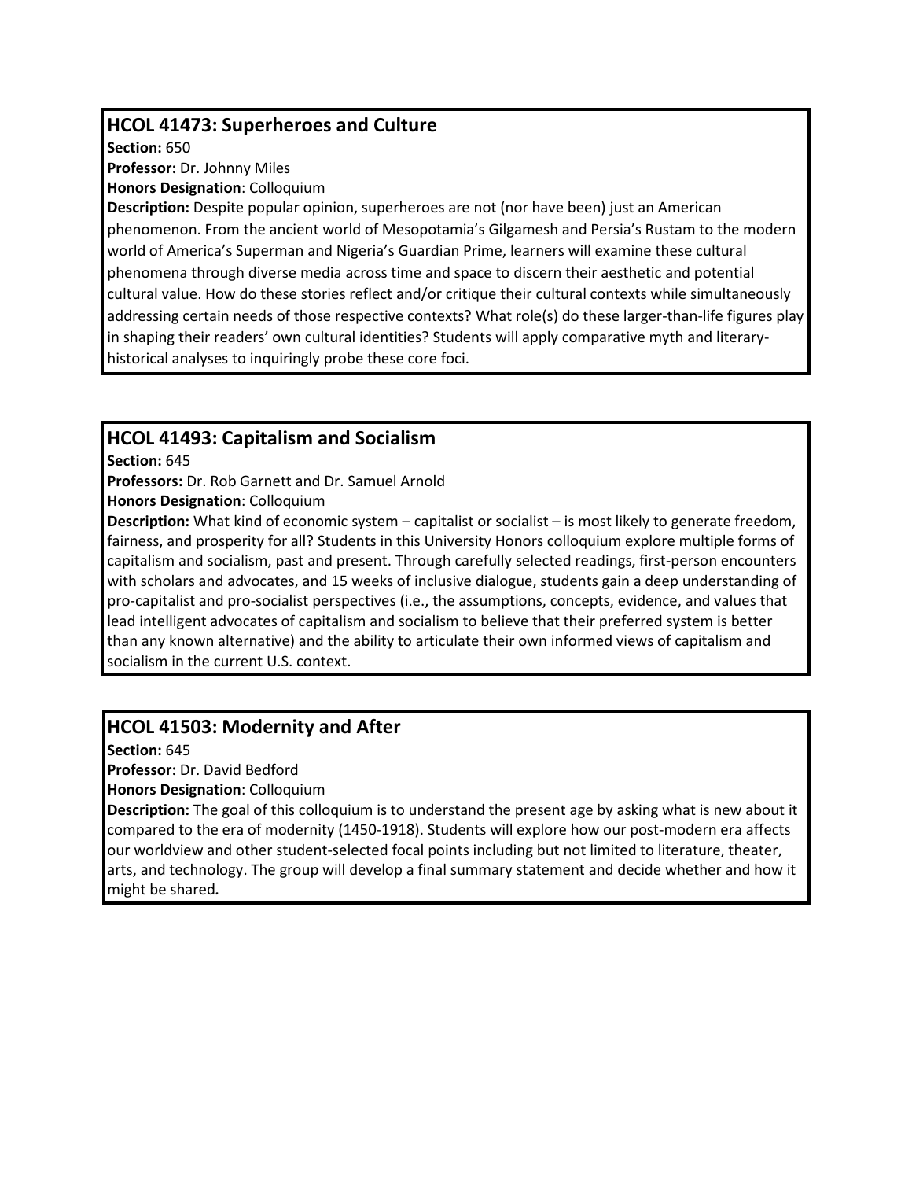## HCOL 41473: Superheroes and Culture

**Section:** 650

**Professor:** Dr. Johnny Miles

**Honors Designation**: Colloquium

**Description:** Despite popular opinion, superheroes are not (nor have been) just an American phenomenon. From the ancient world of Mesopotamia's Gilgamesh and Persia's Rustam to the modern world of America's Superman and Nigeria's Guardian Prime, learners will examine these cultural phenomena through diverse media across time and space to discern their aesthetic and potential cultural value. How do these stories reflect and/or critique their cultural contexts while simultaneously addressing certain needs of those respective contexts? What role(s) do these larger-than-life figures play in shaping their readers' own cultural identities? Students will apply comparative myth and literary-historical analyses to inquiringly probe these core foci.

## HCOL 41493: Capitalism and Socialism

**Section:** 645

**Professors:** Dr. Rob Garnett and Dr. Samuel Arnold

**Honors Designation**: Colloquium

**Description:** What kind of economic system – capitalist or socialist – is most likely to generate freedom, fairness, and prosperity for all? Students in this University Honors colloquium explore multiple forms of capitalism and socialism, past and present. Through carefully selected readings, first-person encounters with scholars and advocates, and 15 weeks of inclusive dialogue, students gain a deep understanding of pro-capitalist and pro-socialist perspectives (i.e., the assumptions, concepts, evidence, and values that lead intelligent advocates of capitalism and socialism to believe that their preferred system is better than any known alternative) and the ability to articulate their own informed views of capitalism and socialism in the current U.S. context.

## HCOL 41503: Modernity and After

**Section:** 645

**Professor:** Dr. David Bedford

**Honors Designation**: Colloquium

**Description:** The goal of this colloquium is to understand the present age by asking what is new about it compared to the era of modernity (1450-1918). Students will explore how our post-modern era affects our worldview and other student-selected focal points including but not limited to literature, theater, arts, and technology. The group will develop a final summary statement and decide whether and how it might be shared*.*